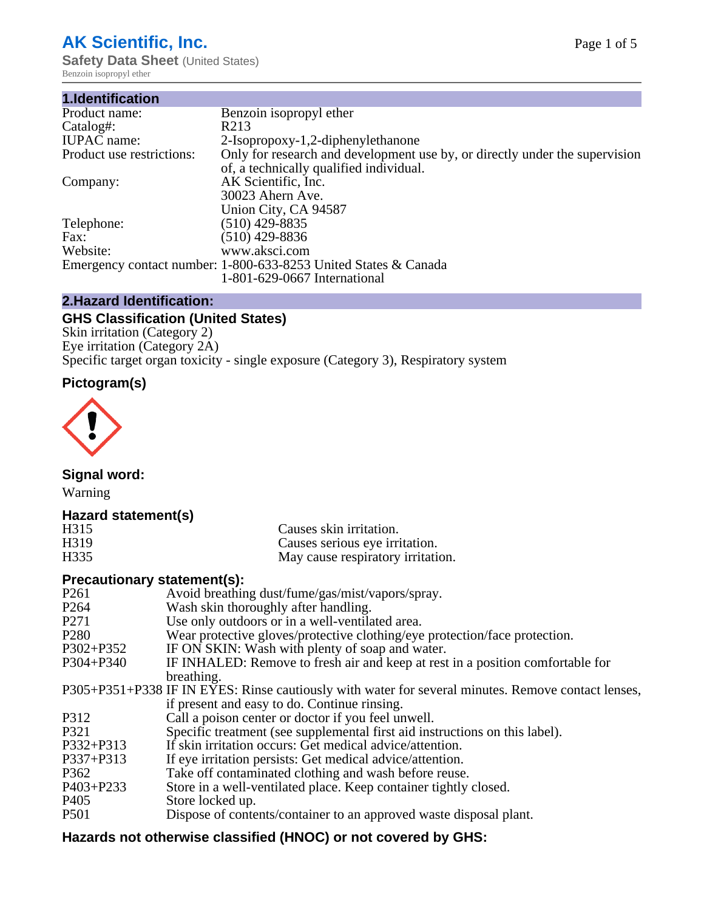# AK Scientific, Inc.

**Safety Data Sheet** (United States)

Benzoin isopropyl ether

## 1.Identification

| | |
|---|---|
| Product name: | Benzoin isopropyl ether |
| Catalog#: | R213 |
| IUPAC name: | 2-Isopropoxy-1,2-diphenylethanone |
| Product use restrictions: | Only for research and development use by, or directly under the supervision of, a technically qualified individual. |
| Company: | AK Scientific, Inc.<br>30023 Ahern Ave.<br>Union City, CA 94587 |
| Telephone: | (510) 429-8835 |
| Fax: | (510) 429-8836 |
| Website: | www.aksci.com |
| Emergency contact number: | 1-800-633-8253 United States & Canada<br>1-801-629-0667 International |

## 2.Hazard Identification:

### GHS Classification (United States)

Skin irritation (Category 2)
Eye irritation (Category 2A)
Specific target organ toxicity - single exposure (Category 3), Respiratory system

### Pictogram(s)

### Signal word:

Warning

### Hazard statement(s)

| | |
|---|---|
| H315 | Causes skin irritation. |
| H319 | Causes serious eye irritation. |
| H335 | May cause respiratory irritation. |

### Precautionary statement(s):

| | |
|---|---|
| P261 | Avoid breathing dust/fume/gas/mist/vapors/spray. |
| P264 | Wash skin thoroughly after handling. |
| P271 | Use only outdoors or in a well-ventilated area. |
| P280 | Wear protective gloves/protective clothing/eye protection/face protection. |
| P302+P352 | IF ON SKIN: Wash with plenty of soap and water. |
| P304+P340 | IF INHALED: Remove to fresh air and keep at rest in a position comfortable for breathing. |
| P305+P351+P338 | IF IN EYES: Rinse cautiously with water for several minutes. Remove contact lenses, if present and easy to do. Continue rinsing. |
| P312 | Call a poison center or doctor if you feel unwell. |
| P321 | Specific treatment (see supplemental first aid instructions on this label). |
| P332+P313 | If skin irritation occurs: Get medical advice/attention. |
| P337+P313 | If eye irritation persists: Get medical advice/attention. |
| P362 | Take off contaminated clothing and wash before reuse. |
| P403+P233 | Store in a well-ventilated place. Keep container tightly closed. |
| P405 | Store locked up. |
| P501 | Dispose of contents/container to an approved waste disposal plant. |

### Hazards not otherwise classified (HNOC) or not covered by GHS: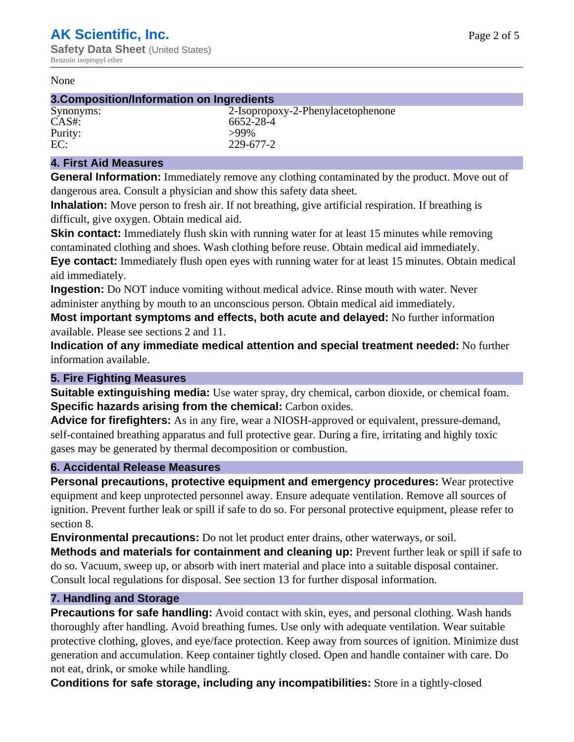None

## 3.Composition/Information on Ingredients

| | |
|---|---|
| Synonyms: | 2-Isopropoxy-2-Phenylacetophenone |
| CAS#: | 6652-28-4 |
| Purity: | >99% |
| EC: | 229-677-2 |

## 4. First Aid Measures

**General Information:** Immediately remove any clothing contaminated by the product. Move out of dangerous area. Consult a physician and show this safety data sheet.

**Inhalation:** Move person to fresh air. If not breathing, give artificial respiration. If breathing is difficult, give oxygen. Obtain medical aid.

**Skin contact:** Immediately flush skin with running water for at least 15 minutes while removing contaminated clothing and shoes. Wash clothing before reuse. Obtain medical aid immediately.

**Eye contact:** Immediately flush open eyes with running water for at least 15 minutes. Obtain medical aid immediately.

**Ingestion:** Do NOT induce vomiting without medical advice. Rinse mouth with water. Never administer anything by mouth to an unconscious person. Obtain medical aid immediately.

**Most important symptoms and effects, both acute and delayed:** No further information available. Please see sections 2 and 11.

**Indication of any immediate medical attention and special treatment needed:** No further information available.

## 5. Fire Fighting Measures

**Suitable extinguishing media:** Use water spray, dry chemical, carbon dioxide, or chemical foam.

**Specific hazards arising from the chemical:** Carbon oxides.

**Advice for firefighters:** As in any fire, wear a NIOSH-approved or equivalent, pressure-demand, self-contained breathing apparatus and full protective gear. During a fire, irritating and highly toxic gases may be generated by thermal decomposition or combustion.

## 6. Accidental Release Measures

**Personal precautions, protective equipment and emergency procedures:** Wear protective equipment and keep unprotected personnel away. Ensure adequate ventilation. Remove all sources of ignition. Prevent further leak or spill if safe to do so. For personal protective equipment, please refer to section 8.

**Environmental precautions:** Do not let product enter drains, other waterways, or soil.

**Methods and materials for containment and cleaning up:** Prevent further leak or spill if safe to do so. Vacuum, sweep up, or absorb with inert material and place into a suitable disposal container. Consult local regulations for disposal. See section 13 for further disposal information.

## 7. Handling and Storage

**Precautions for safe handling:** Avoid contact with skin, eyes, and personal clothing. Wash hands thoroughly after handling. Avoid breathing fumes. Use only with adequate ventilation. Wear suitable protective clothing, gloves, and eye/face protection. Keep away from sources of ignition. Minimize dust generation and accumulation. Keep container tightly closed. Open and handle container with care. Do not eat, drink, or smoke while handling.

**Conditions for safe storage, including any incompatibilities:** Store in a tightly-closed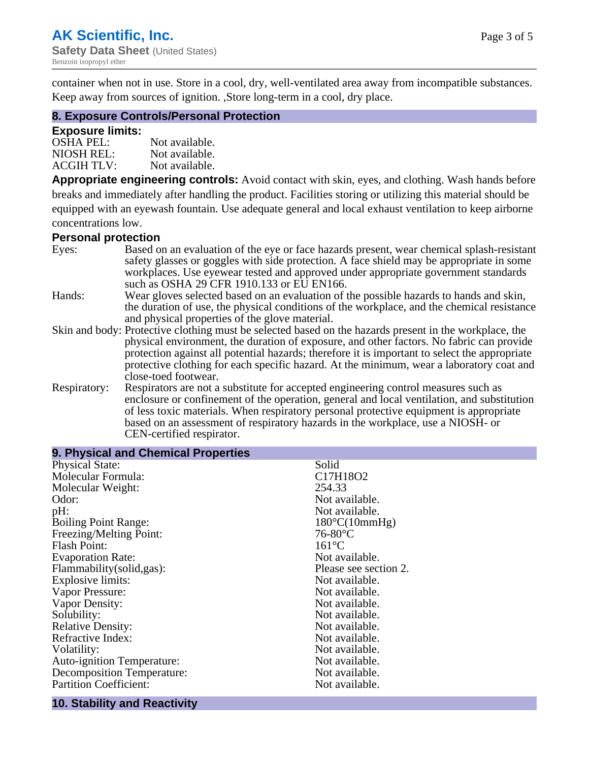container when not in use. Store in a cool, dry, well-ventilated area away from incompatible substances. Keep away from sources of ignition. ,Store long-term in a cool, dry place.

## 8. Exposure Controls/Personal Protection

### Exposure limits:

| | |
|---|---|
| OSHA PEL: | Not available. |
| NIOSH REL: | Not available. |
| ACGIH TLV: | Not available. |

**Appropriate engineering controls:** Avoid contact with skin, eyes, and clothing. Wash hands before breaks and immediately after handling the product. Facilities storing or utilizing this material should be equipped with an eyewash fountain. Use adequate general and local exhaust ventilation to keep airborne concentrations low.

### Personal protection

| | |
|---|---|
| Eyes: | Based on an evaluation of the eye or face hazards present, wear chemical splash-resistant safety glasses or goggles with side protection. A face shield may be appropriate in some workplaces. Use eyewear tested and approved under appropriate government standards such as OSHA 29 CFR 1910.133 or EU EN166. |
| Hands: | Wear gloves selected based on an evaluation of the possible hazards to hands and skin, the duration of use, the physical conditions of the workplace, and the chemical resistance and physical properties of the glove material. |
| Skin and body: | Protective clothing must be selected based on the hazards present in the workplace, the physical environment, the duration of exposure, and other factors. No fabric can provide protection against all potential hazards; therefore it is important to select the appropriate protective clothing for each specific hazard. At the minimum, wear a laboratory coat and close-toed footwear. |
| Respiratory: | Respirators are not a substitute for accepted engineering control measures such as enclosure or confinement of the operation, general and local ventilation, and substitution of less toxic materials. When respiratory personal protective equipment is appropriate based on an assessment of respiratory hazards in the workplace, use a NIOSH- or CEN-certified respirator. |

## 9. Physical and Chemical Properties

| | |
|---|---|
| Physical State: | Solid |
| Molecular Formula: | $C_{17}H_{18}O_2$ |
| Molecular Weight: | 254.33 |
| Odor: | Not available. |
| pH: | Not available. |
| Boiling Point Range: | 180°C(10mmHg) |
| Freezing/Melting Point: | 76-80°C |
| Flash Point: | 161°C |
| Evaporation Rate: | Not available. |
| Flammability(solid,gas): | Please see section 2. |
| Explosive limits: | Not available. |
| Vapor Pressure: | Not available. |
| Vapor Density: | Not available. |
| Solubility: | Not available. |
| Relative Density: | Not available. |
| Refractive Index: | Not available. |
| Volatility: | Not available. |
| Auto-ignition Temperature: | Not available. |
| Decomposition Temperature: | Not available. |
| Partition Coefficient: | Not available. |

## 10. Stability and Reactivity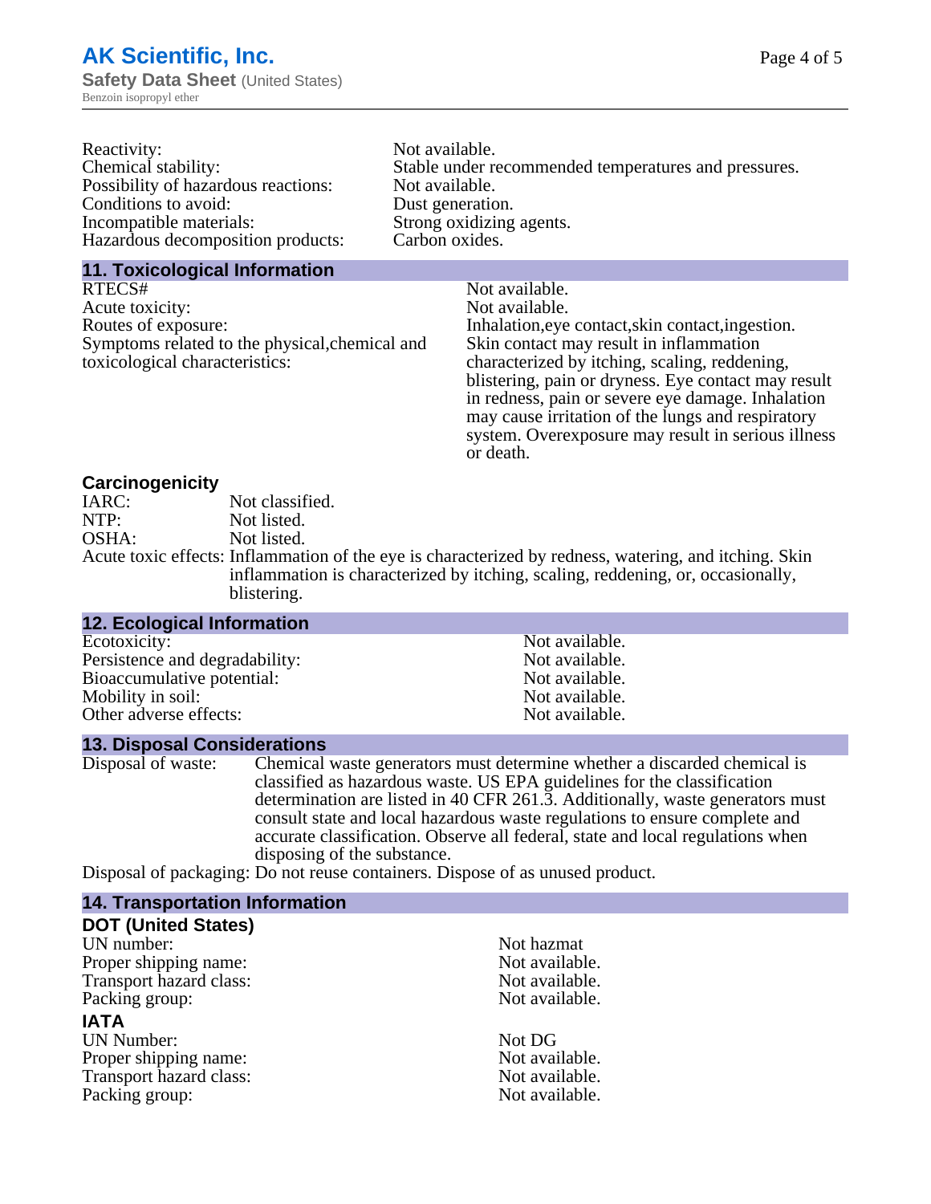| | |
|---|---|
| Reactivity: | Not available. |
| Chemical stability: | Stable under recommended temperatures and pressures. |
| Possibility of hazardous reactions: | Not available. |
| Conditions to avoid: | Dust generation. |
| Incompatible materials: | Strong oxidizing agents. |
| Hazardous decomposition products: | Carbon oxides. |

## 11. Toxicological Information

| | |
|---|---|
| RTECS# | Not available. |
| Acute toxicity: | Not available. |
| Routes of exposure: | Inhalation,eye contact,skin contact,ingestion. |
| Symptoms related to the physical,chemical and toxicological characteristics: | Skin contact may result in inflammation characterized by itching, scaling, reddening, blistering, pain or dryness. Eye contact may result in redness, pain or severe eye damage. Inhalation may cause irritation of the lungs and respiratory system. Overexposure may result in serious illness or death. |

### Carcinogenicity

| | |
|---|---|
| IARC: | Not classified. |
| NTP: | Not listed. |
| OSHA: | Not listed. |
| Acute toxic effects: | Inflammation of the eye is characterized by redness, watering, and itching. Skin inflammation is characterized by itching, scaling, reddening, or, occasionally, blistering. |

## 12. Ecological Information

| | |
|---|---|
| Ecotoxicity: | Not available. |
| Persistence and degradability: | Not available. |
| Bioaccumulative potential: | Not available. |
| Mobility in soil: | Not available. |
| Other adverse effects: | Not available. |

## 13. Disposal Considerations

| | |
|---|---|
| Disposal of waste: | Chemical waste generators must determine whether a discarded chemical is classified as hazardous waste. US EPA guidelines for the classification determination are listed in 40 CFR 261.3. Additionally, waste generators must consult state and local hazardous waste regulations to ensure complete and accurate classification. Observe all federal, state and local regulations when disposing of the substance. |
| Disposal of packaging: | Do not reuse containers. Dispose of as unused product. |

## 14. Transportation Information

### DOT (United States)

| | |
|---|---|
| UN number: | Not hazmat |
| Proper shipping name: | Not available. |
| Transport hazard class: | Not available. |
| Packing group: | Not available. |

### IATA

| | |
|---|---|
| UN Number: | Not DG |
| Proper shipping name: | Not available. |
| Transport hazard class: | Not available. |
| Packing group: | Not available. |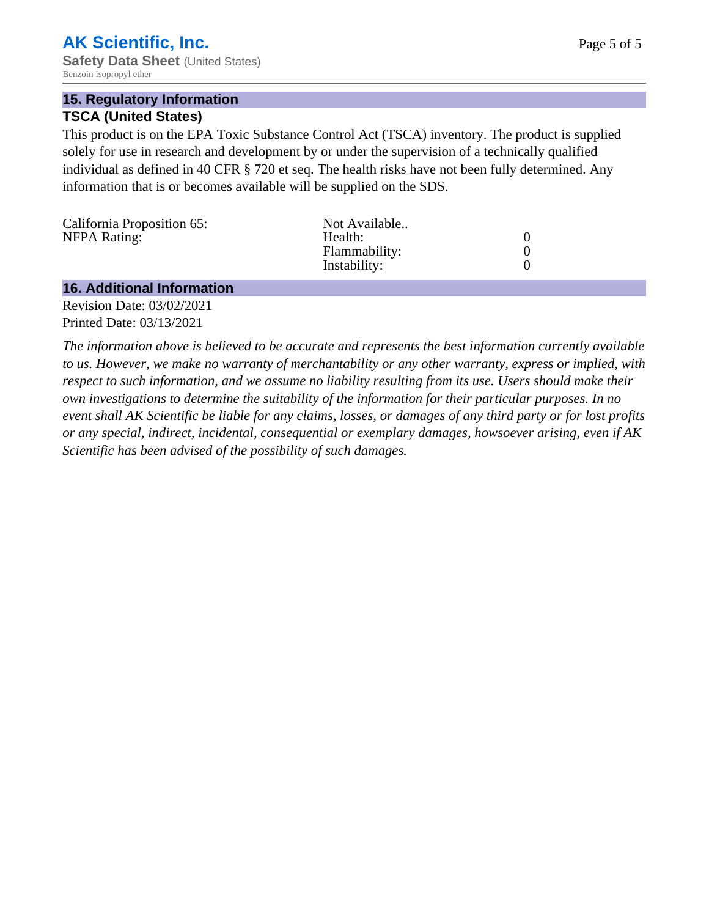## 15. Regulatory Information

### TSCA (United States)

This product is on the EPA Toxic Substance Control Act (TSCA) inventory. The product is supplied solely for use in research and development by or under the supervision of a technically qualified individual as defined in 40 CFR § 720 et seq. The health risks have not been fully determined. Any information that is or becomes available will be supplied on the SDS.

| | | |
|---|---|---|
| California Proposition 65: | Not Available.. | |
| NFPA Rating: | Health: | 0 |
| | Flammability: | 0 |
| | Instability: | 0 |

## 16. Additional Information

Revision Date: 03/02/2021
Printed Date: 03/13/2021

*The information above is believed to be accurate and represents the best information currently available to us. However, we make no warranty of merchantability or any other warranty, express or implied, with respect to such information, and we assume no liability resulting from its use. Users should make their own investigations to determine the suitability of the information for their particular purposes. In no event shall AK Scientific be liable for any claims, losses, or damages of any third party or for lost profits or any special, indirect, incidental, consequential or exemplary damages, howsoever arising, even if AK Scientific has been advised of the possibility of such damages.*